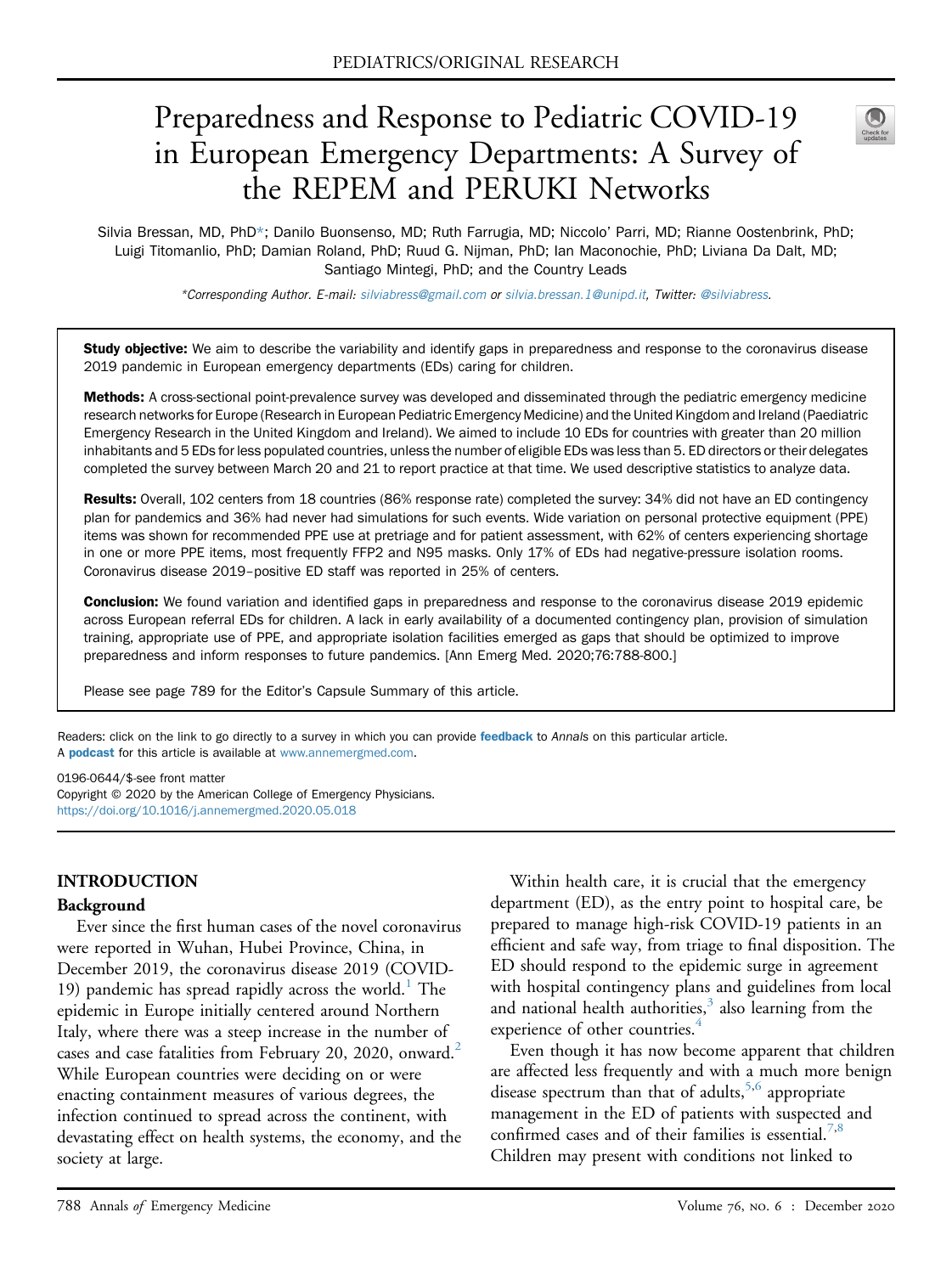# Preparedness and Response to Pediatric COVID-19 in European Emergency Departments: A Survey of the REPEM and PERUKI Networks

Silvia Bressan, MD, PhD*; Danilo Buonsenso, MD; Ruth Farrugia, MD; Niccolo' Parri, MD; Rianne Oostenbrink, PhD; Luigi Titomanlio, PhD; Damian Roland, PhD; Ruud G. Nijman, PhD; Ian Maconochie, PhD; Liviana Da Dalt, MD; Santiago Mintegi, PhD; and the Country Leads

*Corresponding Author. E-mail: silviabress@gmail.com or silvia.bressan.1@unipd.it, Twitter: @silviabress.

**Study objective:** We aim to describe the variability and identify gaps in preparedness and response to the coronavirus disease 2019 pandemic in European emergency departments (EDs) caring for children.

**Methods:** A cross-sectional point-prevalence survey was developed and disseminated through the pediatric emergency medicine research networks for Europe (Research in European Pediatric Emergency Medicine) and the United Kingdom and Ireland (Paediatric Emergency Research in the United Kingdom and Ireland). We aimed to include 10 EDs for countries with greater than 20 million inhabitants and 5 EDs for less populated countries, unless the number of eligible EDs was less than 5. ED directors or their delegates completed the survey between March 20 and 21 to report practice at that time. We used descriptive statistics to analyze data.

**Results:** Overall, 102 centers from 18 countries (86% response rate) completed the survey: 34% did not have an ED contingency plan for pandemics and 36% had never had simulations for such events. Wide variation on personal protective equipment (PPE) items was shown for recommended PPE use at pretriage and for patient assessment, with 62% of centers experiencing shortage in one or more PPE items, most frequently FFP2 and N95 masks. Only 17% of EDs had negative-pressure isolation rooms. Coronavirus disease 2019–positive ED staff was reported in 25% of centers.

**Conclusion:** We found variation and identified gaps in preparedness and response to the coronavirus disease 2019 epidemic across European referral EDs for children. A lack in early availability of a documented contingency plan, provision of simulation training, appropriate use of PPE, and appropriate isolation facilities emerged as gaps that should be optimized to improve preparedness and inform responses to future pandemics. [Ann Emerg Med. 2020;76:788-800.]

Please see page 789 for the Editor's Capsule Summary of this article.

Readers: click on the link to go directly to a survey in which you can provide **feedback** to *Annals* on this particular article.
A **podcast** for this article is available at www.annemergmed.com.

0196-0644/$-see front matter
Copyright © 2020 by the American College of Emergency Physicians.
https://doi.org/10.1016/j.annemergmed.2020.05.018

## INTRODUCTION

### Background

Ever since the first human cases of the novel coronavirus were reported in Wuhan, Hubei Province, China, in December 2019, the coronavirus disease 2019 (COVID-19) pandemic has spread rapidly across the world.[1] The epidemic in Europe initially centered around Northern Italy, where there was a steep increase in the number of cases and case fatalities from February 20, 2020, onward.[2] While European countries were deciding on or were enacting containment measures of various degrees, the infection continued to spread across the continent, with devastating effect on health systems, the economy, and the society at large.

Within health care, it is crucial that the emergency department (ED), as the entry point to hospital care, be prepared to manage high-risk COVID-19 patients in an efficient and safe way, from triage to final disposition. The ED should respond to the epidemic surge in agreement with hospital contingency plans and guidelines from local and national health authorities,[3] also learning from the experience of other countries.[4]

Even though it has now become apparent that children are affected less frequently and with a much more benign disease spectrum than that of adults,[5,6] appropriate management in the ED of patients with suspected and confirmed cases and of their families is essential.[7,8] Children may present with conditions not linked to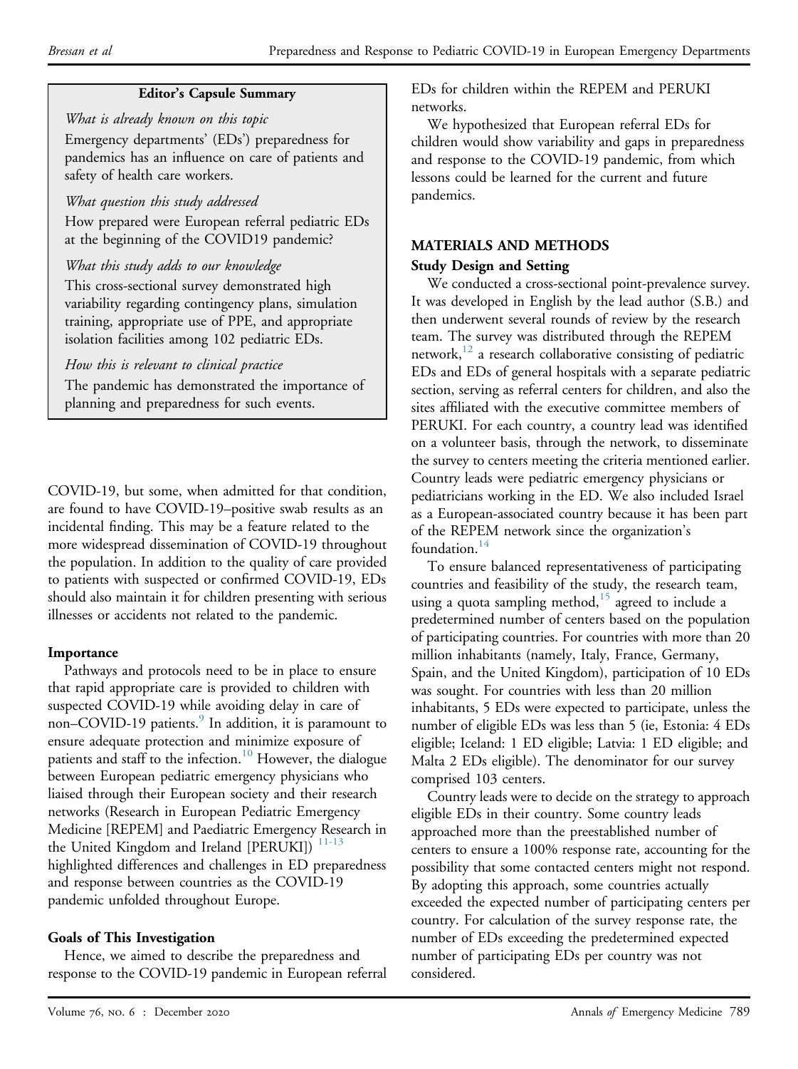**Editor's Capsule Summary**

*What is already known on this topic*
Emergency departments' (EDs') preparedness for pandemics has an influence on care of patients and safety of health care workers.

*What question this study addressed*
How prepared were European referral pediatric EDs at the beginning of the COVID19 pandemic?

*What this study adds to our knowledge*
This cross-sectional survey demonstrated high variability regarding contingency plans, simulation training, appropriate use of PPE, and appropriate isolation facilities among 102 pediatric EDs.

*How this is relevant to clinical practice*
The pandemic has demonstrated the importance of planning and preparedness for such events.

COVID-19, but some, when admitted for that condition, are found to have COVID-19–positive swab results as an incidental finding. This may be a feature related to the more widespread dissemination of COVID-19 throughout the population. In addition to the quality of care provided to patients with suspected or confirmed COVID-19, EDs should also maintain it for children presenting with serious illnesses or accidents not related to the pandemic.

### Importance

Pathways and protocols need to be in place to ensure that rapid appropriate care is provided to children with suspected COVID-19 while avoiding delay in care of non–COVID-19 patients.[9] In addition, it is paramount to ensure adequate protection and minimize exposure of patients and staff to the infection.[10] However, the dialogue between European pediatric emergency physicians who liaised through their European society and their research networks (Research in European Pediatric Emergency Medicine [REPEM] and Paediatric Emergency Research in the United Kingdom and Ireland [PERUKI])[11-13] highlighted differences and challenges in ED preparedness and response between countries as the COVID-19 pandemic unfolded throughout Europe.

### Goals of This Investigation

Hence, we aimed to describe the preparedness and response to the COVID-19 pandemic in European referral EDs for children within the REPEM and PERUKI networks.

We hypothesized that European referral EDs for children would show variability and gaps in preparedness and response to the COVID-19 pandemic, from which lessons could be learned for the current and future pandemics.

## MATERIALS AND METHODS

### Study Design and Setting

We conducted a cross-sectional point-prevalence survey. It was developed in English by the lead author (S.B.) and then underwent several rounds of review by the research team. The survey was distributed through the REPEM network,[12] a research collaborative consisting of pediatric EDs and EDs of general hospitals with a separate pediatric section, serving as referral centers for children, and also the sites affiliated with the executive committee members of PERUKI. For each country, a country lead was identified on a volunteer basis, through the network, to disseminate the survey to centers meeting the criteria mentioned earlier. Country leads were pediatric emergency physicians or pediatricians working in the ED. We also included Israel as a European-associated country because it has been part of the REPEM network since the organization's foundation.[14]

To ensure balanced representativeness of participating countries and feasibility of the study, the research team, using a quota sampling method,[15] agreed to include a predetermined number of centers based on the population of participating countries. For countries with more than 20 million inhabitants (namely, Italy, France, Germany, Spain, and the United Kingdom), participation of 10 EDs was sought. For countries with less than 20 million inhabitants, 5 EDs were expected to participate, unless the number of eligible EDs was less than 5 (ie, Estonia: 4 EDs eligible; Iceland: 1 ED eligible; Latvia: 1 ED eligible; and Malta 2 EDs eligible). The denominator for our survey comprised 103 centers.

Country leads were to decide on the strategy to approach eligible EDs in their country. Some country leads approached more than the preestablished number of centers to ensure a 100% response rate, accounting for the possibility that some contacted centers might not respond. By adopting this approach, some countries actually exceeded the expected number of participating centers per country. For calculation of the survey response rate, the number of EDs exceeding the predetermined expected number of participating EDs per country was not considered.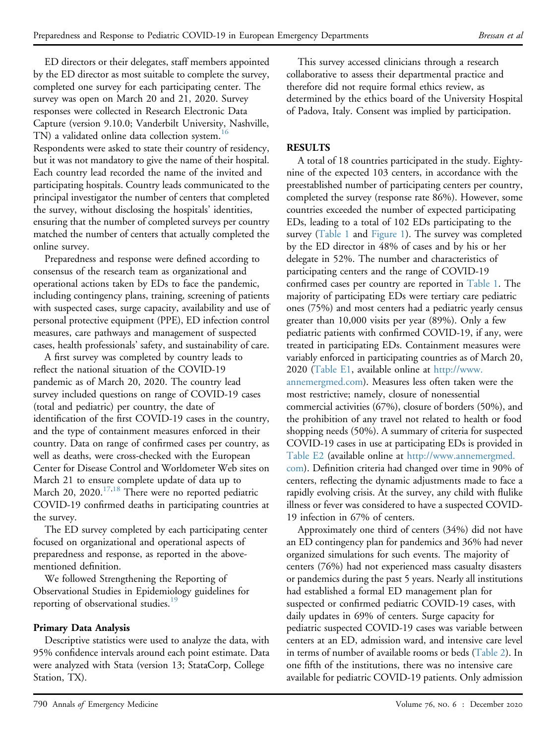ED directors or their delegates, staff members appointed by the ED director as most suitable to complete the survey, completed one survey for each participating center. The survey was open on March 20 and 21, 2020. Survey responses were collected in Research Electronic Data Capture (version 9.10.0; Vanderbilt University, Nashville, TN) a validated online data collection system.[16] Respondents were asked to state their country of residency, but it was not mandatory to give the name of their hospital. Each country lead recorded the name of the invited and participating hospitals. Country leads communicated to the principal investigator the number of centers that completed the survey, without disclosing the hospitals' identities, ensuring that the number of completed surveys per country matched the number of centers that actually completed the online survey.

Preparedness and response were defined according to consensus of the research team as organizational and operational actions taken by EDs to face the pandemic, including contingency plans, training, screening of patients with suspected cases, surge capacity, availability and use of personal protective equipment (PPE), ED infection control measures, care pathways and management of suspected cases, health professionals' safety, and sustainability of care.

A first survey was completed by country leads to reflect the national situation of the COVID-19 pandemic as of March 20, 2020. The country lead survey included questions on range of COVID-19 cases (total and pediatric) per country, the date of identification of the first COVID-19 cases in the country, and the type of containment measures enforced in their country. Data on range of confirmed cases per country, as well as deaths, were cross-checked with the European Center for Disease Control and Worldometer Web sites on March 21 to ensure complete update of data up to March 20, 2020.[17,18] There were no reported pediatric COVID-19 confirmed deaths in participating countries at the survey.

The ED survey completed by each participating center focused on organizational and operational aspects of preparedness and response, as reported in the above-mentioned definition.

We followed Strengthening the Reporting of Observational Studies in Epidemiology guidelines for reporting of observational studies.[19]

### Primary Data Analysis

Descriptive statistics were used to analyze the data, with 95% confidence intervals around each point estimate. Data were analyzed with Stata (version 13; StataCorp, College Station, TX).

This survey accessed clinicians through a research collaborative to assess their departmental practice and therefore did not require formal ethics review, as determined by the ethics board of the University Hospital of Padova, Italy. Consent was implied by participation.

## RESULTS

A total of 18 countries participated in the study. Eighty-nine of the expected 103 centers, in accordance with the preestablished number of participating centers per country, completed the survey (response rate 86%). However, some countries exceeded the number of expected participating EDs, leading to a total of 102 EDs participating to the survey (Table 1 and Figure 1). The survey was completed by the ED director in 48% of cases and by his or her delegate in 52%. The number and characteristics of participating centers and the range of COVID-19 confirmed cases per country are reported in Table 1. The majority of participating EDs were tertiary care pediatric ones (75%) and most centers had a pediatric yearly census greater than 10,000 visits per year (89%). Only a few pediatric patients with confirmed COVID-19, if any, were treated in participating EDs. Containment measures were variably enforced in participating countries as of March 20, 2020 (Table E1, available online at http://www.annemergmed.com). Measures less often taken were the most restrictive; namely, closure of nonessential commercial activities (67%), closure of borders (50%), and the prohibition of any travel not related to health or food shopping needs (50%). A summary of criteria for suspected COVID-19 cases in use at participating EDs is provided in Table E2 (available online at http://www.annemergmed.com). Definition criteria had changed over time in 90% of centers, reflecting the dynamic adjustments made to face a rapidly evolving crisis. At the survey, any child with flulike illness or fever was considered to have a suspected COVID-19 infection in 67% of centers.

Approximately one third of centers (34%) did not have an ED contingency plan for pandemics and 36% had never organized simulations for such events. The majority of centers (76%) had not experienced mass casualty disasters or pandemics during the past 5 years. Nearly all institutions had established a formal ED management plan for suspected or confirmed pediatric COVID-19 cases, with daily updates in 69% of centers. Surge capacity for pediatric suspected COVID-19 cases was variable between centers at an ED, admission ward, and intensive care level in terms of number of available rooms or beds (Table 2). In one fifth of the institutions, there was no intensive care available for pediatric COVID-19 patients. Only admission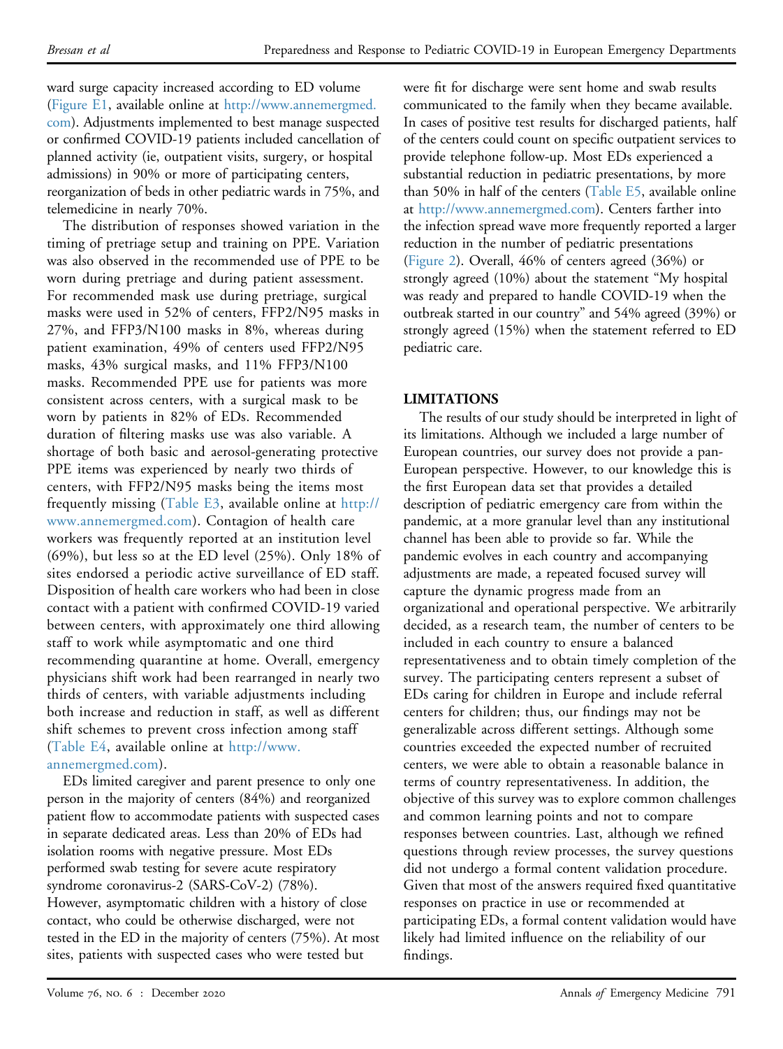ward surge capacity increased according to ED volume (Figure E1, available online at http://www.annemergmed.com). Adjustments implemented to best manage suspected or confirmed COVID-19 patients included cancellation of planned activity (ie, outpatient visits, surgery, or hospital admissions) in 90% or more of participating centers, reorganization of beds in other pediatric wards in 75%, and telemedicine in nearly 70%.

The distribution of responses showed variation in the timing of pretriage setup and training on PPE. Variation was also observed in the recommended use of PPE to be worn during pretriage and during patient assessment. For recommended mask use during pretriage, surgical masks were used in 52% of centers, FFP2/N95 masks in 27%, and FFP3/N100 masks in 8%, whereas during patient examination, 49% of centers used FFP2/N95 masks, 43% surgical masks, and 11% FFP3/N100 masks. Recommended PPE use for patients was more consistent across centers, with a surgical mask to be worn by patients in 82% of EDs. Recommended duration of filtering masks use was also variable. A shortage of both basic and aerosol-generating protective PPE items was experienced by nearly two thirds of centers, with FFP2/N95 masks being the items most frequently missing (Table E3, available online at http://www.annemergmed.com). Contagion of health care workers was frequently reported at an institution level (69%), but less so at the ED level (25%). Only 18% of sites endorsed a periodic active surveillance of ED staff. Disposition of health care workers who had been in close contact with a patient with confirmed COVID-19 varied between centers, with approximately one third allowing staff to work while asymptomatic and one third recommending quarantine at home. Overall, emergency physicians shift work had been rearranged in nearly two thirds of centers, with variable adjustments including both increase and reduction in staff, as well as different shift schemes to prevent cross infection among staff (Table E4, available online at http://www.annemergmed.com).

EDs limited caregiver and parent presence to only one person in the majority of centers (84%) and reorganized patient flow to accommodate patients with suspected cases in separate dedicated areas. Less than 20% of EDs had isolation rooms with negative pressure. Most EDs performed swab testing for severe acute respiratory syndrome coronavirus-2 (SARS-CoV-2) (78%). However, asymptomatic children with a history of close contact, who could be otherwise discharged, were not tested in the ED in the majority of centers (75%). At most sites, patients with suspected cases who were tested but were fit for discharge were sent home and swab results communicated to the family when they became available. In cases of positive test results for discharged patients, half of the centers could count on specific outpatient services to provide telephone follow-up. Most EDs experienced a substantial reduction in pediatric presentations, by more than 50% in half of the centers (Table E5, available online at http://www.annemergmed.com). Centers farther into the infection spread wave more frequently reported a larger reduction in the number of pediatric presentations (Figure 2). Overall, 46% of centers agreed (36%) or strongly agreed (10%) about the statement "My hospital was ready and prepared to handle COVID-19 when the outbreak started in our country" and 54% agreed (39%) or strongly agreed (15%) when the statement referred to ED pediatric care.

## LIMITATIONS

The results of our study should be interpreted in light of its limitations. Although we included a large number of European countries, our survey does not provide a pan-European perspective. However, to our knowledge this is the first European data set that provides a detailed description of pediatric emergency care from within the pandemic, at a more granular level than any institutional channel has been able to provide so far. While the pandemic evolves in each country and accompanying adjustments are made, a repeated focused survey will capture the dynamic progress made from an organizational and operational perspective. We arbitrarily decided, as a research team, the number of centers to be included in each country to ensure a balanced representativeness and to obtain timely completion of the survey. The participating centers represent a subset of EDs caring for children in Europe and include referral centers for children; thus, our findings may not be generalizable across different settings. Although some countries exceeded the expected number of recruited centers, we were able to obtain a reasonable balance in terms of country representativeness. In addition, the objective of this survey was to explore common challenges and common learning points and not to compare responses between countries. Last, although we refined questions through review processes, the survey questions did not undergo a formal content validation procedure. Given that most of the answers required fixed quantitative responses on practice in use or recommended at participating EDs, a formal content validation would have likely had limited influence on the reliability of our findings.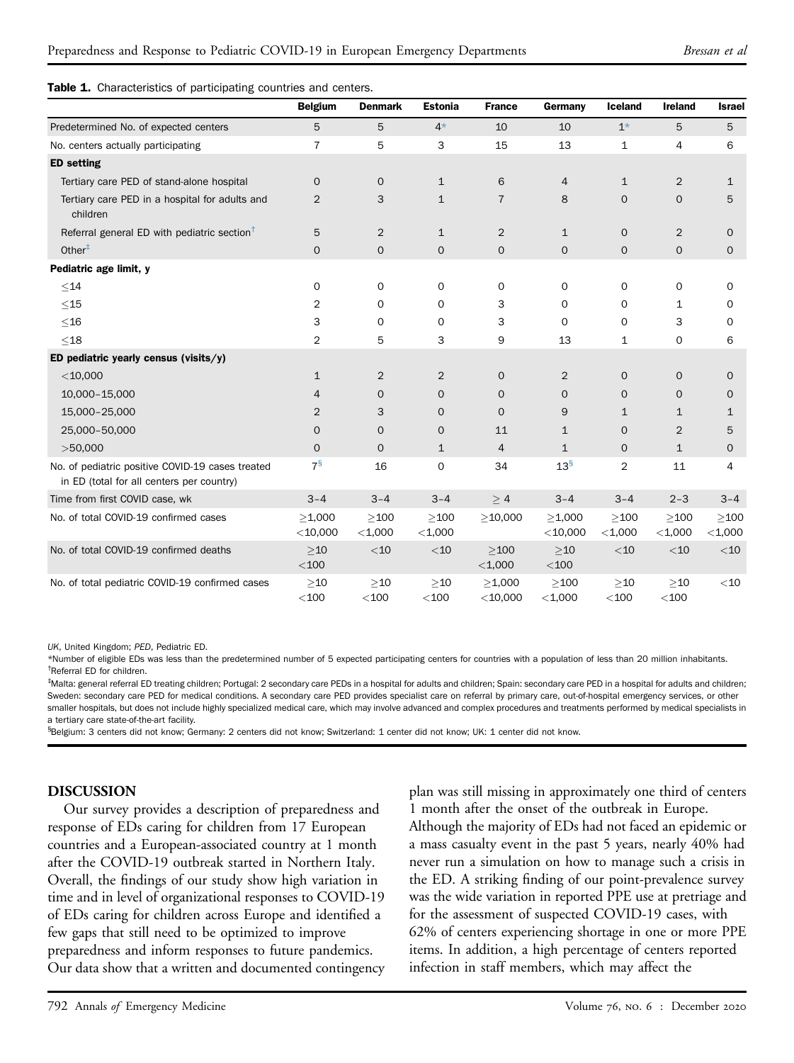**Table 1.** Characteristics of participating countries and centers.

| | Belgium | Denmark | Estonia | France | Germany | Iceland | Ireland | Israel |
|---|---|---|---|---|---|---|---|---|
| Predetermined No. of expected centers | 5 | 5 | 4* | 10 | 10 | 1* | 5 | 5 |
| No. centers actually participating | 7 | 5 | 3 | 15 | 13 | 1 | 4 | 6 |
| **ED setting** | | | | | | | | |
| Tertiary care PED of stand-alone hospital | 0 | 0 | 1 | 6 | 4 | 1 | 2 | 1 |
| Tertiary care PED in a hospital for adults and children | 2 | 3 | 1 | 7 | 8 | 0 | 0 | 5 |
| Referral general ED with pediatric section† | 5 | 2 | 1 | 2 | 1 | 0 | 2 | 0 |
| Other‡ | 0 | 0 | 0 | 0 | 0 | 0 | 0 | 0 |
| **Pediatric age limit, y** | | | | | | | | |
| ≤14 | 0 | 0 | 0 | 0 | 0 | 0 | 0 | 0 |
| ≤15 | 2 | 0 | 0 | 3 | 0 | 0 | 1 | 0 |
| ≤16 | 3 | 0 | 0 | 3 | 0 | 0 | 3 | 0 |
| ≤18 | 2 | 5 | 3 | 9 | 13 | 1 | 0 | 6 |
| **ED pediatric yearly census (visits/y)** | | | | | | | | |
| <10,000 | 1 | 2 | 2 | 0 | 2 | 0 | 0 | 0 |
| 10,000–15,000 | 4 | 0 | 0 | 0 | 0 | 0 | 0 | 0 |
| 15,000–25,000 | 2 | 3 | 0 | 0 | 9 | 1 | 1 | 1 |
| 25,000–50,000 | 0 | 0 | 0 | 11 | 1 | 0 | 2 | 5 |
| >50,000 | 0 | 0 | 1 | 4 | 1 | 0 | 1 | 0 |
| No. of pediatric positive COVID-19 cases treated in ED (total for all centers per country) | 7§ | 16 | 0 | 34 | 13§ | 2 | 11 | 4 |
| Time from first COVID case, wk | 3–4 | 3–4 | 3–4 | ≥ 4 | 3–4 | 3–4 | 2–3 | 3–4 |
| No. of total COVID-19 confirmed cases | ≥1,000 <10,000 | ≥100 <1,000 | ≥100 <1,000 | ≥10,000 | ≥1,000 <10,000 | ≥100 <1,000 | ≥100 <1,000 | ≥100 <1,000 |
| No. of total COVID-19 confirmed deaths | ≥10 <100 | <10 | <10 | ≥100 <1,000 | ≥10 <100 | <10 | <10 | <10 |
| No. of total pediatric COVID-19 confirmed cases | ≥10 <100 | ≥10 <100 | ≥10 <100 | ≥1,000 <10,000 | ≥100 <1,000 | ≥10 <100 | ≥10 <100 | <10 |

*UK*, United Kingdom; *PED*, Pediatric ED.

*Number of eligible EDs was less than the predetermined number of 5 expected participating centers for countries with a population of less than 20 million inhabitants.

†Referral ED for children.

‡Malta: general referral ED treating children; Portugal: 2 secondary care PEDs in a hospital for adults and children; Spain: secondary care PED in a hospital for adults and children; Sweden: secondary care PED for medical conditions. A secondary care PED provides specialist care on referral by primary care, out-of-hospital emergency services, or other smaller hospitals, but does not include highly specialized medical care, which may involve advanced and complex procedures and treatments performed by medical specialists in a tertiary care state-of-the-art facility.

§Belgium: 3 centers did not know; Germany: 2 centers did not know; Switzerland: 1 center did not know; UK: 1 center did not know.

## DISCUSSION

Our survey provides a description of preparedness and response of EDs caring for children from 17 European countries and a European-associated country at 1 month after the COVID-19 outbreak started in Northern Italy. Overall, the findings of our study show high variation in time and in level of organizational responses to COVID-19 of EDs caring for children across Europe and identified a few gaps that still need to be optimized to improve preparedness and inform responses to future pandemics. Our data show that a written and documented contingency plan was still missing in approximately one third of centers 1 month after the onset of the outbreak in Europe. Although the majority of EDs had not faced an epidemic or a mass casualty event in the past 5 years, nearly 40% had never run a simulation on how to manage such a crisis in the ED. A striking finding of our point-prevalence survey was the wide variation in reported PPE use at pretriage and for the assessment of suspected COVID-19 cases, with 62% of centers experiencing shortage in one or more PPE items. In addition, a high percentage of centers reported infection in staff members, which may affect the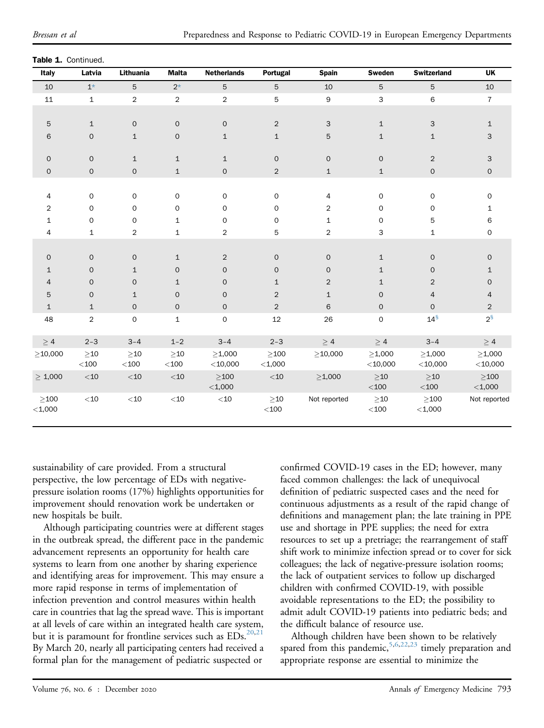**Table 1.** Continued.

| Italy | Latvia | Lithuania | Malta | Netherlands | Portugal | Spain | Sweden | Switzerland | UK |
|---|---|---|---|---|---|---|---|---|---|
| 10 | 1* | 5 | 2* | 5 | 5 | 10 | 5 | 5 | 10 |
| 11 | 1 | 2 | 2 | 2 | 5 | 9 | 3 | 6 | 7 |
| | | | | | | | | | |
| 5 | 1 | 0 | 0 | 0 | 2 | 3 | 1 | 3 | 1 |
| 6 | 0 | 1 | 0 | 1 | 1 | 5 | 1 | 1 | 3 |
| | | | | | | | | | |
| 0 | 0 | 1 | 1 | 1 | 0 | 0 | 0 | 2 | 3 |
| 0 | 0 | 0 | 1 | 0 | 2 | 1 | 1 | 0 | 0 |
| | | | | | | | | | |
| 4 | 0 | 0 | 0 | 0 | 0 | 4 | 0 | 0 | 0 |
| 2 | 0 | 0 | 0 | 0 | 0 | 2 | 0 | 0 | 1 |
| 1 | 0 | 0 | 1 | 0 | 0 | 1 | 0 | 5 | 6 |
| 4 | 1 | 2 | 1 | 2 | 5 | 2 | 3 | 1 | 0 |
| | | | | | | | | | |
| 0 | 0 | 0 | 1 | 2 | 0 | 0 | 1 | 0 | 0 |
| 1 | 0 | 1 | 0 | 0 | 0 | 0 | 1 | 0 | 1 |
| 4 | 0 | 0 | 1 | 0 | 1 | 2 | 1 | 2 | 0 |
| 5 | 0 | 1 | 0 | 0 | 2 | 1 | 0 | 4 | 4 |
| 1 | 1 | 0 | 0 | 0 | 2 | 6 | 0 | 0 | 2 |
| 48 | 2 | 0 | 1 | 0 | 12 | 26 | 0 | 14[§] | 2[§] |
| | | | | | | | | | |
| ≥ 4 | 2–3 | 3–4 | 1–2 | 3–4 | 2–3 | ≥ 4 | ≥ 4 | 3–4 | ≥ 4 |
| ≥10,000 | ≥10 <100 | ≥10 <100 | ≥10 <100 | ≥1,000 <10,000 | ≥100 <1,000 | ≥10,000 | ≥1,000 <10,000 | ≥1,000 <10,000 | ≥1,000 <10,000 |
| ≥ 1,000 | <10 | <10 | <10 | ≥100 <1,000 | <10 | ≥1,000 | ≥10 <100 | ≥10 <100 | ≥100 <1,000 |
| ≥100 <1,000 | <10 | <10 | <10 | <10 | ≥10 <100 | Not reported | ≥10 <100 | ≥100 <1,000 | Not reported |

sustainability of care provided. From a structural perspective, the low percentage of EDs with negative-pressure isolation rooms (17%) highlights opportunities for improvement should renovation work be undertaken or new hospitals be built.

Although participating countries were at different stages in the outbreak spread, the different pace in the pandemic advancement represents an opportunity for health care systems to learn from one another by sharing experience and identifying areas for improvement. This may ensure a more rapid response in terms of implementation of infection prevention and control measures within health care in countries that lag the spread wave. This is important at all levels of care within an integrated health care system, but it is paramount for frontline services such as EDs.[20,21] By March 20, nearly all participating centers had received a formal plan for the management of pediatric suspected or confirmed COVID-19 cases in the ED; however, many faced common challenges: the lack of unequivocal definition of pediatric suspected cases and the need for continuous adjustments as a result of the rapid change of definitions and management plan; the late training in PPE use and shortage in PPE supplies; the need for extra resources to set up a pretriage; the rearrangement of staff shift work to minimize infection spread or to cover for sick colleagues; the lack of negative-pressure isolation rooms; the lack of outpatient services to follow up discharged children with confirmed COVID-19, with possible avoidable representations to the ED; the possibility to admit adult COVID-19 patients into pediatric beds; and the difficult balance of resource use.

Although children have been shown to be relatively spared from this pandemic,[5,6,22,23] timely preparation and appropriate response are essential to minimize the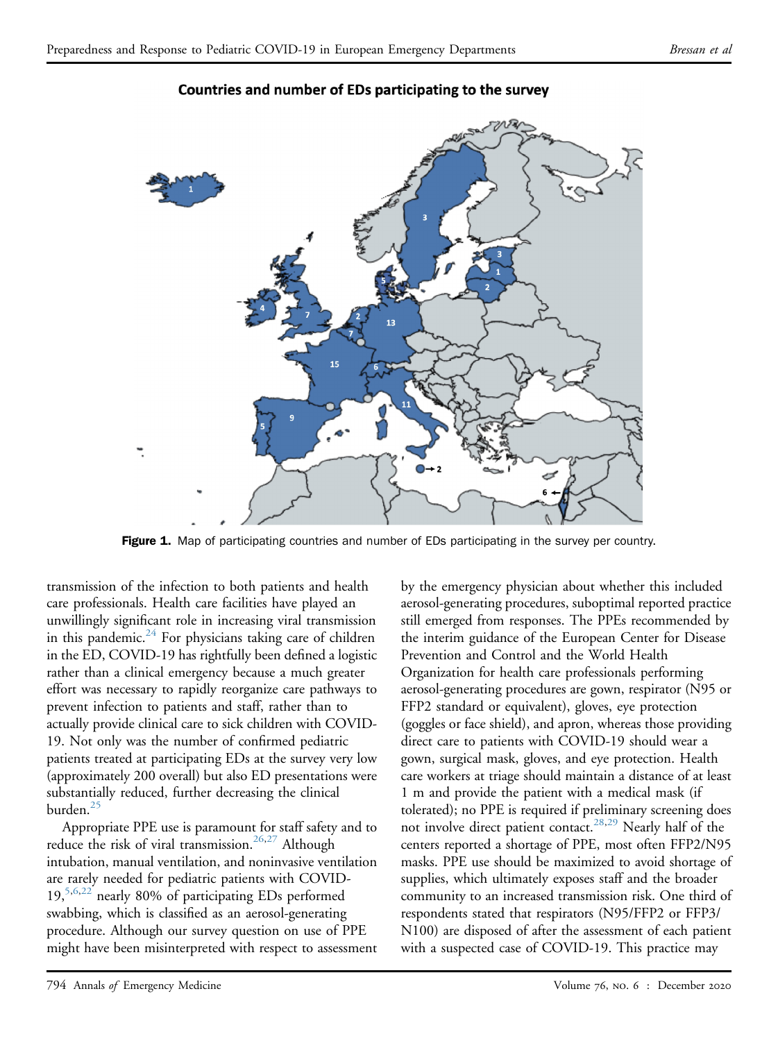**Countries and number of EDs participating to the survey**

**Figure 1.** Map of participating countries and number of EDs participating in the survey per country.

transmission of the infection to both patients and health care professionals. Health care facilities have played an unwillingly significant role in increasing viral transmission in this pandemic.[24] For physicians taking care of children in the ED, COVID-19 has rightfully been defined a logistic rather than a clinical emergency because a much greater effort was necessary to rapidly reorganize care pathways to prevent infection to patients and staff, rather than to actually provide clinical care to sick children with COVID-19. Not only was the number of confirmed pediatric patients treated at participating EDs at the survey very low (approximately 200 overall) but also ED presentations were substantially reduced, further decreasing the clinical burden.[25]

Appropriate PPE use is paramount for staff safety and to reduce the risk of viral transmission.[26,27] Although intubation, manual ventilation, and noninvasive ventilation are rarely needed for pediatric patients with COVID-19,[5,6,22] nearly 80% of participating EDs performed swabbing, which is classified as an aerosol-generating procedure. Although our survey question on use of PPE might have been misinterpreted with respect to assessment by the emergency physician about whether this included aerosol-generating procedures, suboptimal reported practice still emerged from responses. The PPEs recommended by the interim guidance of the European Center for Disease Prevention and Control and the World Health Organization for health care professionals performing aerosol-generating procedures are gown, respirator (N95 or FFP2 standard or equivalent), gloves, eye protection (goggles or face shield), and apron, whereas those providing direct care to patients with COVID-19 should wear a gown, surgical mask, gloves, and eye protection. Health care workers at triage should maintain a distance of at least 1 m and provide the patient with a medical mask (if tolerated); no PPE is required if preliminary screening does not involve direct patient contact.[28,29] Nearly half of the centers reported a shortage of PPE, most often FFP2/N95 masks. PPE use should be maximized to avoid shortage of supplies, which ultimately exposes staff and the broader community to an increased transmission risk. One third of respondents stated that respirators (N95/FFP2 or FFP3/N100) are disposed of after the assessment of each patient with a suspected case of COVID-19. This practice may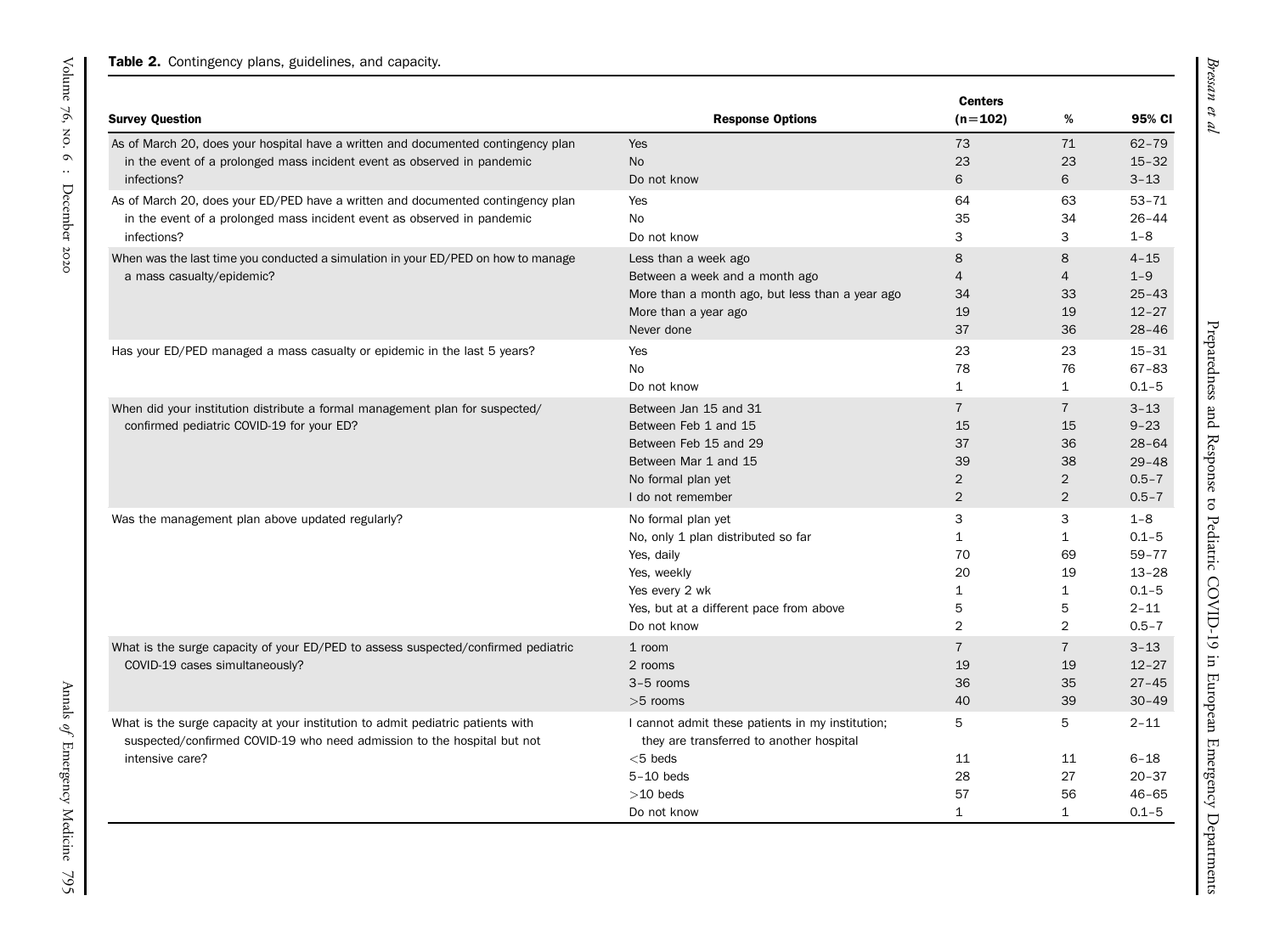**Table 2.** Contingency plans, guidelines, and capacity.

| Survey Question | Response Options | Centers (n=102) | % | 95% CI |
|---|---|---|---|---|
| As of March 20, does your hospital have a written and documented contingency plan in the event of a prolonged mass incident event as observed in pandemic infections? | Yes | 73 | 71 | 62–79 |
| | No | 23 | 23 | 15–32 |
| | Do not know | 6 | 6 | 3–13 |
| As of March 20, does your ED/PED have a written and documented contingency plan in the event of a prolonged mass incident event as observed in pandemic infections? | Yes | 64 | 63 | 53–71 |
| | No | 35 | 34 | 26–44 |
| | Do not know | 3 | 3 | 1–8 |
| When was the last time you conducted a simulation in your ED/PED on how to manage a mass casualty/epidemic? | Less than a week ago | 8 | 8 | 4–15 |
| | Between a week and a month ago | 4 | 4 | 1–9 |
| | More than a month ago, but less than a year ago | 34 | 33 | 25–43 |
| | More than a year ago | 19 | 19 | 12–27 |
| | Never done | 37 | 36 | 28–46 |
| Has your ED/PED managed a mass casualty or epidemic in the last 5 years? | Yes | 23 | 23 | 15–31 |
| | No | 78 | 76 | 67–83 |
| | Do not know | 1 | 1 | 0.1–5 |
| When did your institution distribute a formal management plan for suspected/confirmed pediatric COVID-19 for your ED? | Between Jan 15 and 31 | 7 | 7 | 3–13 |
| | Between Feb 1 and 15 | 15 | 15 | 9–23 |
| | Between Feb 15 and 29 | 37 | 36 | 28–64 |
| | Between Mar 1 and 15 | 39 | 38 | 29–48 |
| | No formal plan yet | 2 | 2 | 0.5–7 |
| | I do not remember | 2 | 2 | 0.5–7 |
| Was the management plan above updated regularly? | No formal plan yet | 3 | 3 | 1–8 |
| | No, only 1 plan distributed so far | 1 | 1 | 0.1–5 |
| | Yes, daily | 70 | 69 | 59–77 |
| | Yes, weekly | 20 | 19 | 13–28 |
| | Yes every 2 wk | 1 | 1 | 0.1–5 |
| | Yes, but at a different pace from above | 5 | 5 | 2–11 |
| | Do not know | 2 | 2 | 0.5–7 |
| What is the surge capacity of your ED/PED to assess suspected/confirmed pediatric COVID-19 cases simultaneously? | 1 room | 7 | 7 | 3–13 |
| | 2 rooms | 19 | 19 | 12–27 |
| | 3–5 rooms | 36 | 35 | 27–45 |
| | >5 rooms | 40 | 39 | 30–49 |
| What is the surge capacity at your institution to admit pediatric patients with suspected/confirmed COVID-19 who need admission to the hospital but not intensive care? | I cannot admit these patients in my institution; they are transferred to another hospital | 5 | 5 | 2–11 |
| | <5 beds | 11 | 11 | 6–18 |
| | 5–10 beds | 28 | 27 | 20–37 |
| | >10 beds | 57 | 56 | 46–65 |
| | Do not know | 1 | 1 | 0.1–5 |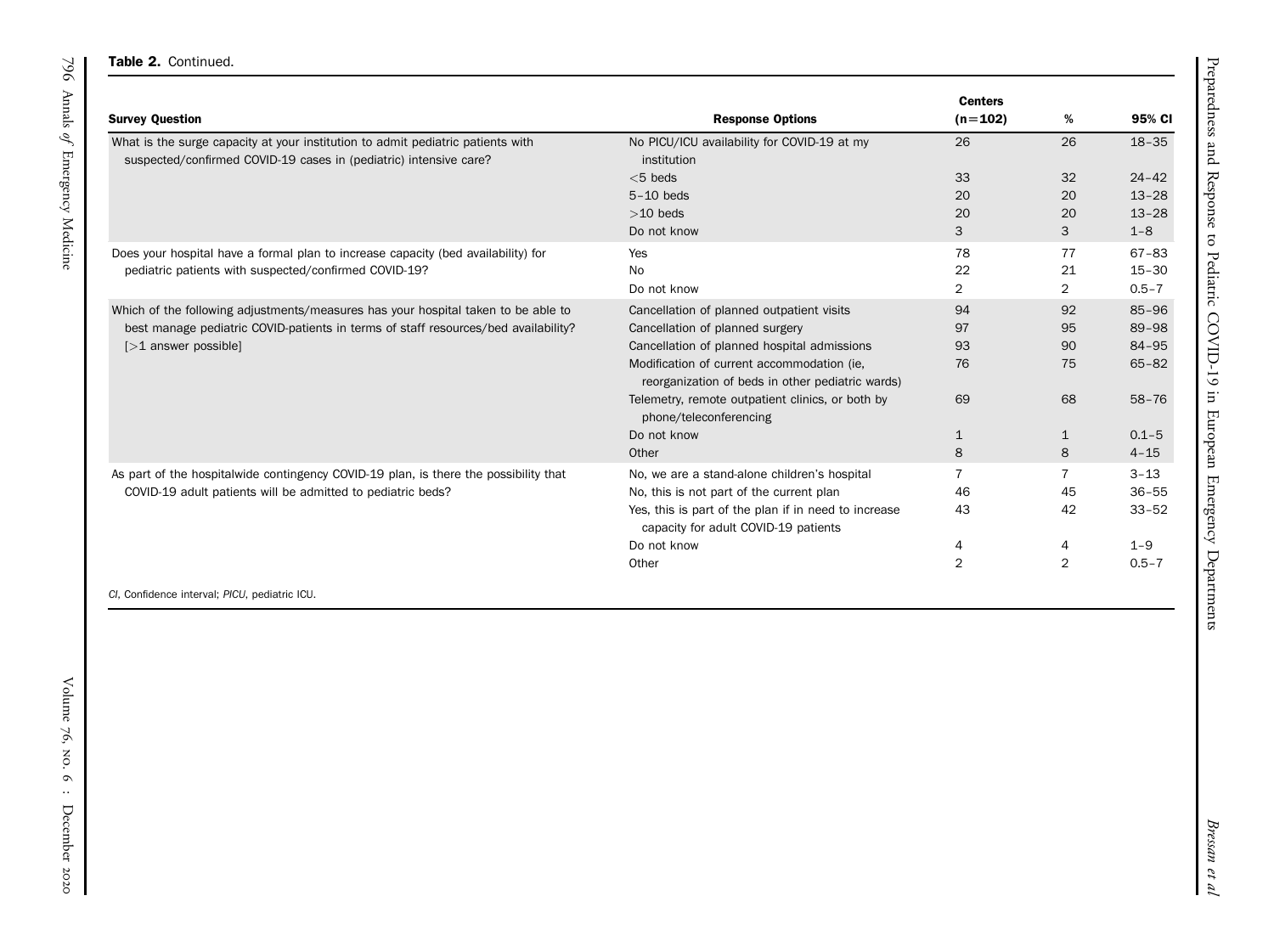**Table 2.** Continued.

| Survey Question | Response Options | Centers (n=102) | % | 95% CI |
|---|---|---|---|---|
| What is the surge capacity at your institution to admit pediatric patients with suspected/confirmed COVID-19 cases in (pediatric) intensive care? | No PICU/ICU availability for COVID-19 at my institution | 26 | 26 | 18–35 |
| | <5 beds | 33 | 32 | 24–42 |
| | 5–10 beds | 20 | 20 | 13–28 |
| | >10 beds | 20 | 20 | 13–28 |
| | Do not know | 3 | 3 | 1–8 |
| Does your hospital have a formal plan to increase capacity (bed availability) for pediatric patients with suspected/confirmed COVID-19? | Yes | 78 | 77 | 67–83 |
| | No | 22 | 21 | 15–30 |
| | Do not know | 2 | 2 | 0.5–7 |
| Which of the following adjustments/measures has your hospital taken to be able to best manage pediatric COVID-patients in terms of staff resources/bed availability? [>1 answer possible] | Cancellation of planned outpatient visits | 94 | 92 | 85–96 |
| | Cancellation of planned surgery | 97 | 95 | 89–98 |
| | Cancellation of planned hospital admissions | 93 | 90 | 84–95 |
| | Modification of current accommodation (ie, reorganization of beds in other pediatric wards) | 76 | 75 | 65–82 |
| | Telemetry, remote outpatient clinics, or both by phone/teleconferencing | 69 | 68 | 58–76 |
| | Do not know | 1 | 1 | 0.1–5 |
| | Other | 8 | 8 | 4–15 |
| As part of the hospitalwide contingency COVID-19 plan, is there the possibility that COVID-19 adult patients will be admitted to pediatric beds? | No, we are a stand-alone children's hospital | 7 | 7 | 3–13 |
| | No, this is not part of the current plan | 46 | 45 | 36–55 |
| | Yes, this is part of the plan if in need to increase capacity for adult COVID-19 patients | 43 | 42 | 33–52 |
| | Do not know | 4 | 4 | 1–9 |
| | Other | 2 | 2 | 0.5–7 |

*CI*, Confidence interval; *PICU*, pediatric ICU.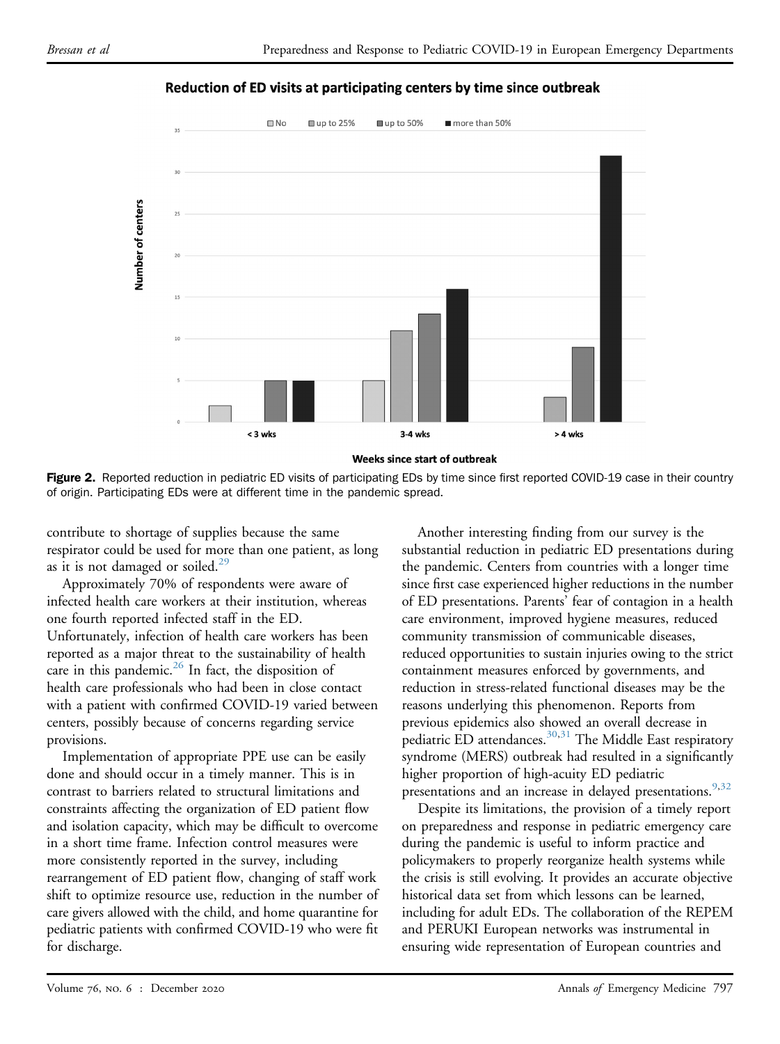Figure 2. Reported reduction in pediatric ED visits of participating EDs by time since first reported COVID-19 case in their country of origin. Participating EDs were at different time in the pandemic spread.

contribute to shortage of supplies because the same respirator could be used for more than one patient, as long as it is not damaged or soiled.[29]

Approximately 70% of respondents were aware of infected health care workers at their institution, whereas one fourth reported infected staff in the ED. Unfortunately, infection of health care workers has been reported as a major threat to the sustainability of health care in this pandemic.[26] In fact, the disposition of health care professionals who had been in close contact with a patient with confirmed COVID-19 varied between centers, possibly because of concerns regarding service provisions.

Implementation of appropriate PPE use can be easily done and should occur in a timely manner. This is in contrast to barriers related to structural limitations and constraints affecting the organization of ED patient flow and isolation capacity, which may be difficult to overcome in a short time frame. Infection control measures were more consistently reported in the survey, including rearrangement of ED patient flow, changing of staff work shift to optimize resource use, reduction in the number of care givers allowed with the child, and home quarantine for pediatric patients with confirmed COVID-19 who were fit for discharge.

Another interesting finding from our survey is the substantial reduction in pediatric ED presentations during the pandemic. Centers from countries with a longer time since first case experienced higher reductions in the number of ED presentations. Parents' fear of contagion in a health care environment, improved hygiene measures, reduced community transmission of communicable diseases, reduced opportunities to sustain injuries owing to the strict containment measures enforced by governments, and reduction in stress-related functional diseases may be the reasons underlying this phenomenon. Reports from previous epidemics also showed an overall decrease in pediatric ED attendances.[30,31] The Middle East respiratory syndrome (MERS) outbreak had resulted in a significantly higher proportion of high-acuity ED pediatric presentations and an increase in delayed presentations.[9,32]

Despite its limitations, the provision of a timely report on preparedness and response in pediatric emergency care during the pandemic is useful to inform practice and policymakers to properly reorganize health systems while the crisis is still evolving. It provides an accurate objective historical data set from which lessons can be learned, including for adult EDs. The collaboration of the REPEM and PERUKI European networks was instrumental in ensuring wide representation of European countries and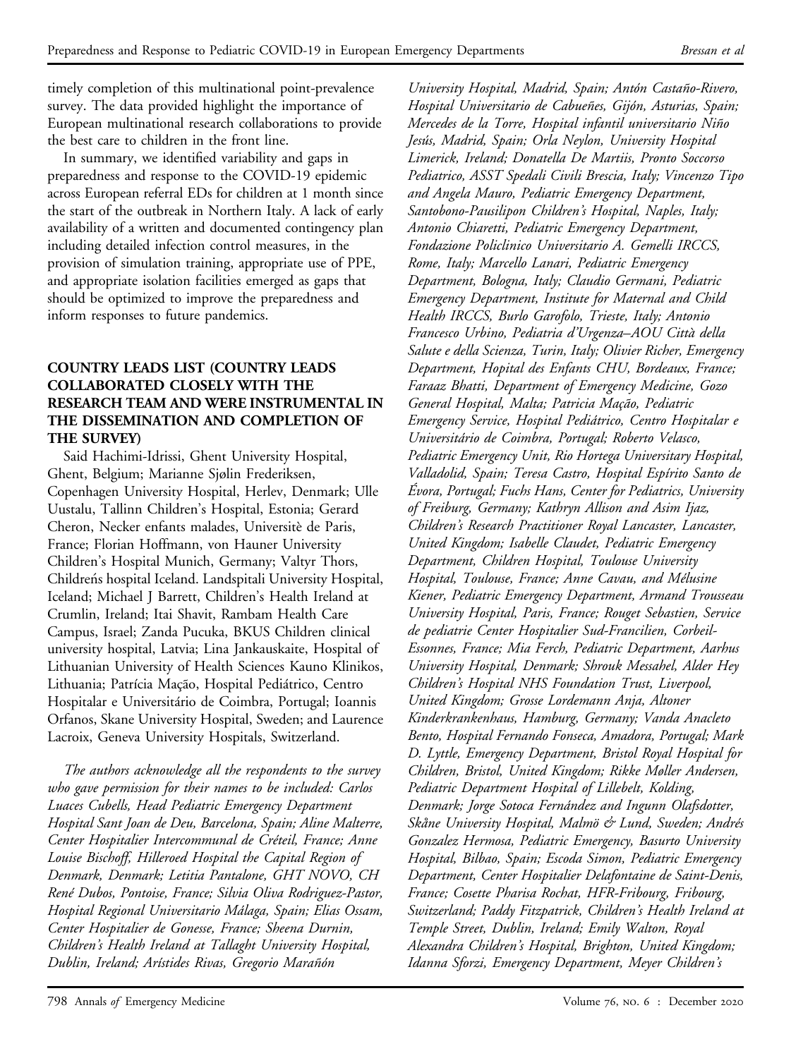timely completion of this multinational point-prevalence survey. The data provided highlight the importance of European multinational research collaborations to provide the best care to children in the front line.

In summary, we identified variability and gaps in preparedness and response to the COVID-19 epidemic across European referral EDs for children at 1 month since the start of the outbreak in Northern Italy. A lack of early availability of a written and documented contingency plan including detailed infection control measures, in the provision of simulation training, appropriate use of PPE, and appropriate isolation facilities emerged as gaps that should be optimized to improve the preparedness and inform responses to future pandemics.

## COUNTRY LEADS LIST (COUNTRY LEADS COLLABORATED CLOSELY WITH THE RESEARCH TEAM AND WERE INSTRUMENTAL IN THE DISSEMINATION AND COMPLETION OF THE SURVEY)

Said Hachimi-Idrissi, Ghent University Hospital, Ghent, Belgium; Marianne Sjølin Frederiksen, Copenhagen University Hospital, Herlev, Denmark; Ulle Uustalu, Tallinn Children's Hospital, Estonia; Gerard Cheron, Necker enfants malades, Universitè de Paris, France; Florian Hoffmann, von Hauner University Children's Hospital Munich, Germany; Valtyr Thors, Childreńs hospital Iceland. Landspitali University Hospital, Iceland; Michael J Barrett, Children's Health Ireland at Crumlin, Ireland; Itai Shavit, Rambam Health Care Campus, Israel; Zanda Pucuka, BKUS Children clinical university hospital, Latvia; Lina Jankauskaite, Hospital of Lithuanian University of Health Sciences Kauno Klinikos, Lithuania; Patrícia Mação, Hospital Pediátrico, Centro Hospitalar e Universitário de Coimbra, Portugal; Ioannis Orfanos, Skane University Hospital, Sweden; and Laurence Lacroix, Geneva University Hospitals, Switzerland.

*The authors acknowledge all the respondents to the survey who gave permission for their names to be included: Carlos Luaces Cubells, Head Pediatric Emergency Department Hospital Sant Joan de Deu, Barcelona, Spain; Aline Malterre, Center Hospitalier Intercommunal de Créteil, France; Anne Louise Bischoff, Hilleroed Hospital the Capital Region of Denmark, Denmark; Letitia Pantalone, GHT NOVO, CH René Dubos, Pontoise, France; Silvia Oliva Rodriguez-Pastor, Hospital Regional Universitario Málaga, Spain; Elias Ossam, Center Hospitalier de Gonesse, France; Sheena Durnin, Children's Health Ireland at Tallaght University Hospital, Dublin, Ireland; Arístides Rivas, Gregorio Marañón University Hospital, Madrid, Spain; Antón Castaño-Rivero, Hospital Universitario de Cabueñes, Gijón, Asturias, Spain; Mercedes de la Torre, Hospital infantil universitario Niño Jesús, Madrid, Spain; Orla Neylon, University Hospital Limerick, Ireland; Donatella De Martiis, Pronto Soccorso Pediatrico, ASST Spedali Civili Brescia, Italy; Vincenzo Tipo and Angela Mauro, Pediatric Emergency Department, Santobono-Pausilipon Children's Hospital, Naples, Italy; Antonio Chiaretti, Pediatric Emergency Department, Fondazione Policlinico Universitario A. Gemelli IRCCS, Rome, Italy; Marcello Lanari, Pediatric Emergency Department, Bologna, Italy; Claudio Germani, Pediatric Emergency Department, Institute for Maternal and Child Health IRCCS, Burlo Garofolo, Trieste, Italy; Antonio Francesco Urbino, Pediatria d'Urgenza–AOU Città della Salute e della Scienza, Turin, Italy; Olivier Richer, Emergency Department, Hopital des Enfants CHU, Bordeaux, France; Faraaz Bhatti, Department of Emergency Medicine, Gozo General Hospital, Malta; Patricia Mação, Pediatric Emergency Service, Hospital Pediátrico, Centro Hospitalar e Universitário de Coimbra, Portugal; Roberto Velasco, Pediatric Emergency Unit, Rio Hortega Universitary Hospital, Valladolid, Spain; Teresa Castro, Hospital Espírito Santo de Évora, Portugal; Fuchs Hans, Center for Pediatrics, University of Freiburg, Germany; Kathryn Allison and Asim Ijaz, Children's Research Practitioner Royal Lancaster, Lancaster, United Kingdom; Isabelle Claudet, Pediatric Emergency Department, Children Hospital, Toulouse University Hospital, Toulouse, France; Anne Cavau, and Mélusine Kiener, Pediatric Emergency Department, Armand Trousseau University Hospital, Paris, France; Rouget Sebastien, Service de pediatrie Center Hospitalier Sud-Francilien, Corbeil-Essonnes, France; Mia Ferch, Pediatric Department, Aarhus University Hospital, Denmark; Shrouk Messahel, Alder Hey Children's Hospital NHS Foundation Trust, Liverpool, United Kingdom; Grosse Lordemann Anja, Altoner Kinderkrankenhaus, Hamburg, Germany; Vanda Anacleto Bento, Hospital Fernando Fonseca, Amadora, Portugal; Mark D. Lyttle, Emergency Department, Bristol Royal Hospital for Children, Bristol, United Kingdom; Rikke Møller Andersen, Pediatric Department Hospital of Lillebelt, Kolding, Denmark; Jorge Sotoca Fernández and Ingunn Olafsdotter, Skåne University Hospital, Malmö & Lund, Sweden; Andrés Gonzalez Hermosa, Pediatric Emergency, Basurto University Hospital, Bilbao, Spain; Escoda Simon, Pediatric Emergency Department, Center Hospitalier Delafontaine de Saint-Denis, France; Cosette Pharisa Rochat, HFR-Fribourg, Fribourg, Switzerland; Paddy Fitzpatrick, Children's Health Ireland at Temple Street, Dublin, Ireland; Emily Walton, Royal Alexandra Children's Hospital, Brighton, United Kingdom; Idanna Sforzi, Emergency Department, Meyer Children's*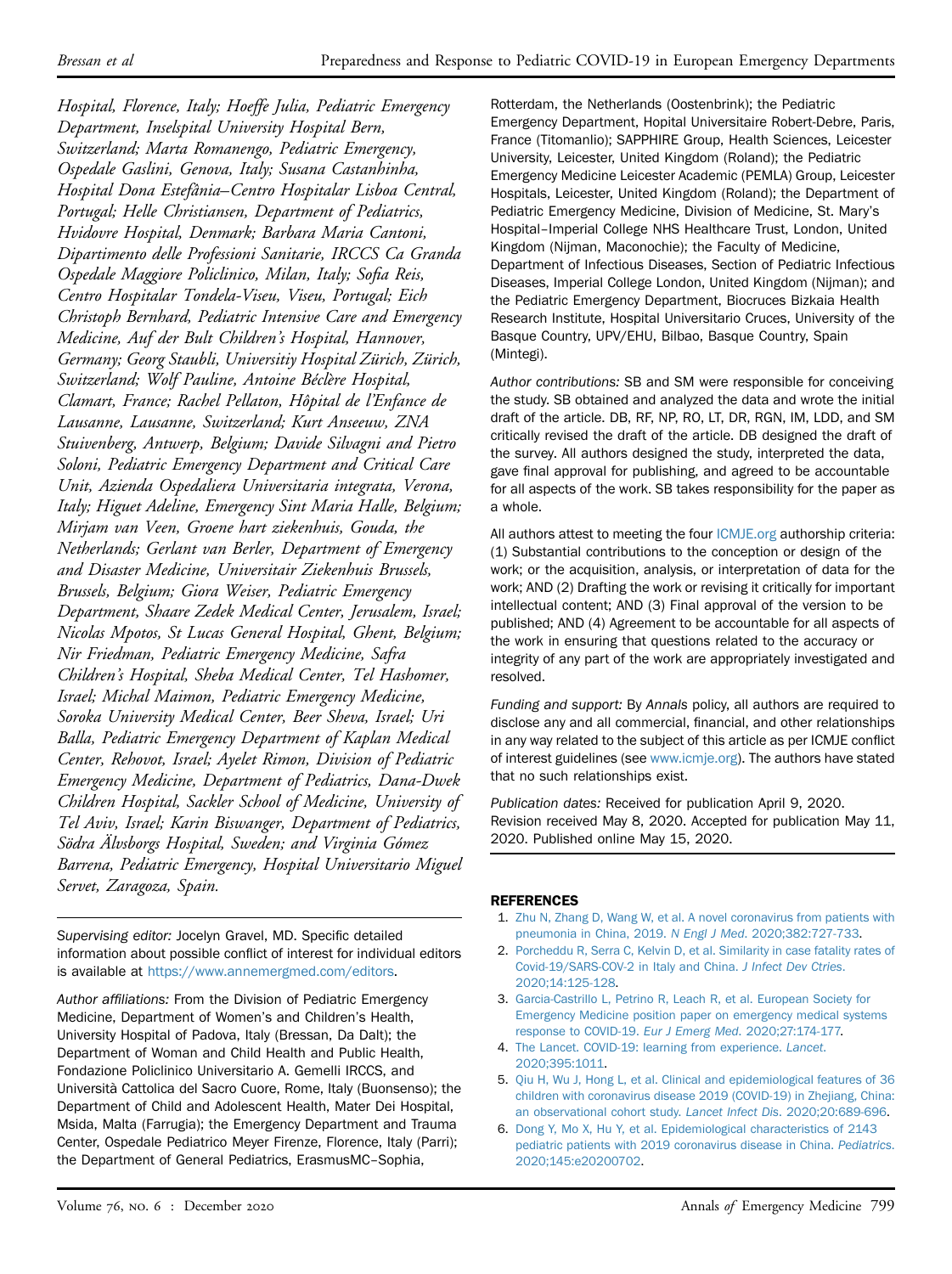*Hospital, Florence, Italy; Hoeffe Julia, Pediatric Emergency Department, Inselspital University Hospital Bern, Switzerland; Marta Romanengo, Pediatric Emergency, Ospedale Gaslini, Genova, Italy; Susana Castanhinha, Hospital Dona Estefânia–Centro Hospitalar Lisboa Central, Portugal; Helle Christiansen, Department of Pediatrics, Hvidovre Hospital, Denmark; Barbara Maria Cantoni, Dipartimento delle Professioni Sanitarie, IRCCS Ca Granda Ospedale Maggiore Policlinico, Milan, Italy; Sofia Reis, Centro Hospitalar Tondela-Viseu, Viseu, Portugal; Eich Christoph Bernhard, Pediatric Intensive Care and Emergency Medicine, Auf der Bult Children's Hospital, Hannover, Germany; Georg Staubli, Universitiy Hospital Zürich, Zürich, Switzerland; Wolf Pauline, Antoine Béclère Hospital, Clamart, France; Rachel Pellaton, Hôpital de l'Enfance de Lausanne, Lausanne, Switzerland; Kurt Anseeuw, ZNA Stuivenberg, Antwerp, Belgium; Davide Silvagni and Pietro Soloni, Pediatric Emergency Department and Critical Care Unit, Azienda Ospedaliera Universitaria integrata, Verona, Italy; Higuet Adeline, Emergency Sint Maria Halle, Belgium; Mirjam van Veen, Groene hart ziekenhuis, Gouda, the Netherlands; Gerlant van Berler, Department of Emergency and Disaster Medicine, Universitair Ziekenhuis Brussels, Brussels, Belgium; Giora Weiser, Pediatric Emergency Department, Shaare Zedek Medical Center, Jerusalem, Israel; Nicolas Mpotos, St Lucas General Hospital, Ghent, Belgium; Nir Friedman, Pediatric Emergency Medicine, Safra Children's Hospital, Sheba Medical Center, Tel Hashomer, Israel; Michal Maimon, Pediatric Emergency Medicine, Soroka University Medical Center, Beer Sheva, Israel; Uri Balla, Pediatric Emergency Department of Kaplan Medical Center, Rehovot, Israel; Ayelet Rimon, Division of Pediatric Emergency Medicine, Department of Pediatrics, Dana-Dwek Children Hospital, Sackler School of Medicine, University of Tel Aviv, Israel; Karin Biswanger, Department of Pediatrics, Södra Älvsborgs Hospital, Sweden; and Virginia Gómez Barrena, Pediatric Emergency, Hospital Universitario Miguel Servet, Zaragoza, Spain.*

*Supervising editor:* Jocelyn Gravel, MD. Specific detailed information about possible conflict of interest for individual editors is available at https://www.annemergmed.com/editors.

*Author affiliations:* From the Division of Pediatric Emergency Medicine, Department of Women's and Children's Health, University Hospital of Padova, Italy (Bressan, Da Dalt); the Department of Woman and Child Health and Public Health, Fondazione Policlinico Universitario A. Gemelli IRCCS, and Università Cattolica del Sacro Cuore, Rome, Italy (Buonsenso); the Department of Child and Adolescent Health, Mater Dei Hospital, Msida, Malta (Farrugia); the Emergency Department and Trauma Center, Ospedale Pediatrico Meyer Firenze, Florence, Italy (Parri); the Department of General Pediatrics, ErasmusMC–Sophia, Rotterdam, the Netherlands (Oostenbrink); the Pediatric Emergency Department, Hopital Universitaire Robert-Debre, Paris, France (Titomanlio); SAPPHIRE Group, Health Sciences, Leicester University, Leicester, United Kingdom (Roland); the Pediatric Emergency Medicine Leicester Academic (PEMLA) Group, Leicester Hospitals, Leicester, United Kingdom (Roland); the Department of Pediatric Emergency Medicine, Division of Medicine, St. Mary's Hospital–Imperial College NHS Healthcare Trust, London, United Kingdom (Nijman, Maconochie); the Faculty of Medicine, Department of Infectious Diseases, Section of Pediatric Infectious Diseases, Imperial College London, United Kingdom (Nijman); and the Pediatric Emergency Department, Biocruces Bizkaia Health Research Institute, Hospital Universitario Cruces, University of the Basque Country, UPV/EHU, Bilbao, Basque Country, Spain (Mintegi).

*Author contributions:* SB and SM were responsible for conceiving the study. SB obtained and analyzed the data and wrote the initial draft of the article. DB, RF, NP, RO, LT, DR, RGN, IM, LDD, and SM critically revised the draft of the article. DB designed the draft of the survey. All authors designed the study, interpreted the data, gave final approval for publishing, and agreed to be accountable for all aspects of the work. SB takes responsibility for the paper as a whole.

All authors attest to meeting the four ICMJE.org authorship criteria: (1) Substantial contributions to the conception or design of the work; or the acquisition, analysis, or interpretation of data for the work; AND (2) Drafting the work or revising it critically for important intellectual content; AND (3) Final approval of the version to be published; AND (4) Agreement to be accountable for all aspects of the work in ensuring that questions related to the accuracy or integrity of any part of the work are appropriately investigated and resolved.

*Funding and support:* By *Annals* policy, all authors are required to disclose any and all commercial, financial, and other relationships in any way related to the subject of this article as per ICMJE conflict of interest guidelines (see www.icmje.org). The authors have stated that no such relationships exist.

*Publication dates:* Received for publication April 9, 2020. Revision received May 8, 2020. Accepted for publication May 11, 2020. Published online May 15, 2020.

## REFERENCES

1. Zhu N, Zhang D, Wang W, et al. A novel coronavirus from patients with pneumonia in China, 2019. *N Engl J Med*. 2020;382:727-733.
2. Porcheddu R, Serra C, Kelvin D, et al. Similarity in case fatality rates of Covid-19/SARS-COV-2 in Italy and China. *J Infect Dev Ctries*. 2020;14:125-128.
3. Garcia-Castrillo L, Petrino R, Leach R, et al. European Society for Emergency Medicine position paper on emergency medical systems response to COVID-19. *Eur J Emerg Med*. 2020;27:174-177.
4. The Lancet. COVID-19: learning from experience. *Lancet*. 2020;395:1011.
5. Qiu H, Wu J, Hong L, et al. Clinical and epidemiological features of 36 children with coronavirus disease 2019 (COVID-19) in Zhejiang, China: an observational cohort study. *Lancet Infect Dis*. 2020;20:689-696.
6. Dong Y, Mo X, Hu Y, et al. Epidemiological characteristics of 2143 pediatric patients with 2019 coronavirus disease in China. *Pediatrics*. 2020;145:e20200702.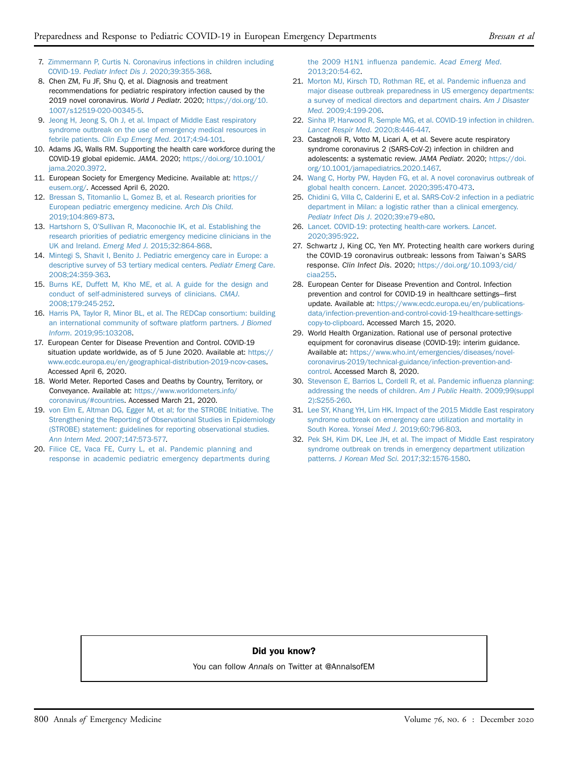7. Zimmermann P, Curtis N. Coronavirus infections in children including COVID-19. *Pediatr Infect Dis J*. 2020;39:355-368.
8. Chen ZM, Fu JF, Shu Q, et al. Diagnosis and treatment recommendations for pediatric respiratory infection caused by the 2019 novel coronavirus. *World J Pediatr*. 2020; https://doi.org/10.1007/s12519-020-00345-5.
9. Jeong H, Jeong S, Oh J, et al. Impact of Middle East respiratory syndrome outbreak on the use of emergency medical resources in febrile patients. *Clin Exp Emerg Med*. 2017;4:94-101.
10. Adams JG, Walls RM. Supporting the health care workforce during the COVID-19 global epidemic. *JAMA*. 2020; https://doi.org/10.1001/jama.2020.3972.
11. European Society for Emergency Medicine. Available at: https://eusem.org/. Accessed April 6, 2020.
12. Bressan S, Titomanlio L, Gomez B, et al. Research priorities for European pediatric emergency medicine. *Arch Dis Child*. 2019;104:869-873.
13. Hartshorn S, O'Sullivan R, Maconochie IK, et al. Establishing the research priorities of pediatric emergency medicine clinicians in the UK and Ireland. *Emerg Med J*. 2015;32:864-868.
14. Mintegi S, Shavit I, Benito J. Pediatric emergency care in Europe: a descriptive survey of 53 tertiary medical centers. *Pediatr Emerg Care*. 2008;24:359-363.
15. Burns KE, Duffett M, Kho ME, et al. A guide for the design and conduct of self-administered surveys of clinicians. *CMAJ*. 2008;179:245-252.
16. Harris PA, Taylor R, Minor BL, et al. The REDCap consortium: building an international community of software platform partners. *J Biomed Inform*. 2019;95:103208.
17. European Center for Disease Prevention and Control. COVID-19 situation update worldwide, as of 5 June 2020. Available at: https://www.ecdc.europa.eu/en/geographical-distribution-2019-ncov-cases. Accessed April 6, 2020.
18. World Meter. Reported Cases and Deaths by Country, Territory, or Conveyance. Available at: https://www.worldometers.info/coronavirus/#countries. Accessed March 21, 2020.
19. von Elm E, Altman DG, Egger M, et al; for the STROBE Initiative. The Strengthening the Reporting of Observational Studies in Epidemiology (STROBE) statement: guidelines for reporting observational studies. *Ann Intern Med*. 2007;147:573-577.
20. Filice CE, Vaca FE, Curry L, et al. Pandemic planning and response in academic pediatric emergency departments during the 2009 H1N1 influenza pandemic. *Acad Emerg Med*. 2013;20:54-62.
21. Morton MJ, Kirsch TD, Rothman RE, et al. Pandemic influenza and major disease outbreak preparedness in US emergency departments: a survey of medical directors and department chairs. *Am J Disaster Med*. 2009;4:199-206.
22. Sinha IP, Harwood R, Semple MG, et al. COVID-19 infection in children. *Lancet Respir Med*. 2020;8:446-447.
23. Castagnoli R, Votto M, Licari A, et al. Severe acute respiratory syndrome coronavirus 2 (SARS-CoV-2) infection in children and adolescents: a systematic review. *JAMA Pediatr*. 2020; https://doi.org/10.1001/jamapediatrics.2020.1467.
24. Wang C, Horby PW, Hayden FG, et al. A novel coronavirus outbreak of global health concern. *Lancet*. 2020;395:470-473.
25. Chidini G, Villa C, Calderini E, et al. SARS-CoV-2 infection in a pediatric department in Milan: a logistic rather than a clinical emergency. *Pediatr Infect Dis J*. 2020;39:e79-e80.
26. Lancet. COVID-19: protecting health-care workers. *Lancet*. 2020;395:922.
27. Schwartz J, King CC, Yen MY. Protecting health care workers during the COVID-19 coronavirus outbreak: lessons from Taiwan's SARS response. *Clin Infect Dis*. 2020; https://doi.org/10.1093/cid/ciaa255.
28. European Center for Disease Prevention and Control. Infection prevention and control for COVID-19 in healthcare settings—first update. Available at: https://www.ecdc.europa.eu/en/publications-data/infection-prevention-and-control-covid-19-healthcare-settings-copy-to-clipboard. Accessed March 15, 2020.
29. World Health Organization. Rational use of personal protective equipment for coronavirus disease (COVID-19): interim guidance. Available at: https://www.who.int/emergencies/diseases/novel-coronavirus-2019/technical-guidance/infection-prevention-and-control. Accessed March 8, 2020.
30. Stevenson E, Barrios L, Cordell R, et al. Pandemic influenza planning: addressing the needs of children. *Am J Public Health*. 2009;99(suppl 2):S255-260.
31. Lee SY, Khang YH, Lim HK. Impact of the 2015 Middle East respiratory syndrome outbreak on emergency care utilization and mortality in South Korea. *Yonsei Med J*. 2019;60:796-803.
32. Pek SH, Kim DK, Lee JH, et al. The impact of Middle East respiratory syndrome outbreak on trends in emergency department utilization patterns. *J Korean Med Sci*. 2017;32:1576-1580.

**Did you know?**

You can follow *Annals* on Twitter at @AnnalsofEM